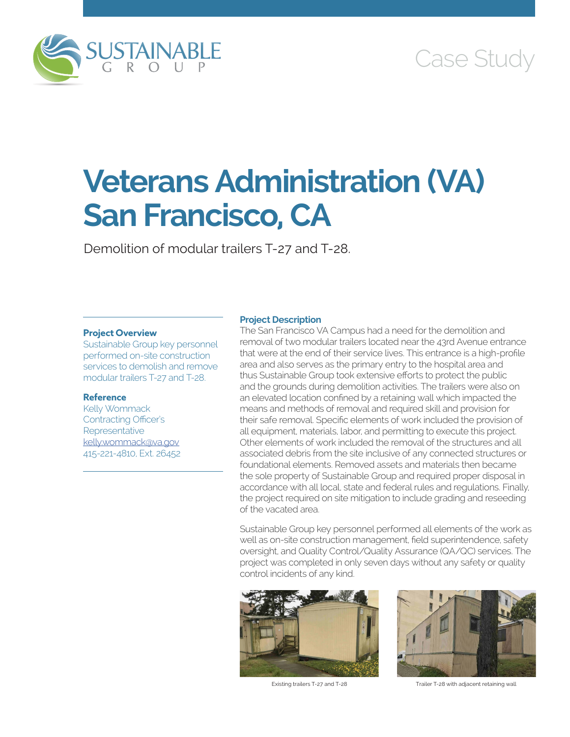# Case Study

# Veterans Administration (VA) San Francisco, CA

Demolition of modular trailers T-27 and T-28.

### Project Overview

Sustainable Group key personnel performed on-site construction services to demolish and remove modular trailers T-27 and T-28.

### Reference

Kelly Wommack
Contracting Officer's Representative
kelly.wommack@va.gov
415-221-4810, Ext. 26452

### Project Description

The San Francisco VA Campus had a need for the demolition and removal of two modular trailers located near the 43rd Avenue entrance that were at the end of their service lives. This entrance is a high-profile area and also serves as the primary entry to the hospital area and thus Sustainable Group took extensive efforts to protect the public and the grounds during demolition activities. The trailers were also on an elevated location confined by a retaining wall which impacted the means and methods of removal and required skill and provision for their safe removal. Specific elements of work included the provision of all equipment, materials, labor, and permitting to execute this project. Other elements of work included the removal of the structures and all associated debris from the site inclusive of any connected structures or foundational elements. Removed assets and materials then became the sole property of Sustainable Group and required proper disposal in accordance with all local, state and federal rules and regulations. Finally, the project required on site mitigation to include grading and reseeding of the vacated area.

Sustainable Group key personnel performed all elements of the work as well as on-site construction management, field superintendence, safety oversight, and Quality Control/Quality Assurance (QA/QC) services. The project was completed in only seven days without any safety or quality control incidents of any kind.

Existing trailers T-27 and T-28

Trailer T-28 with adjacent retaining wall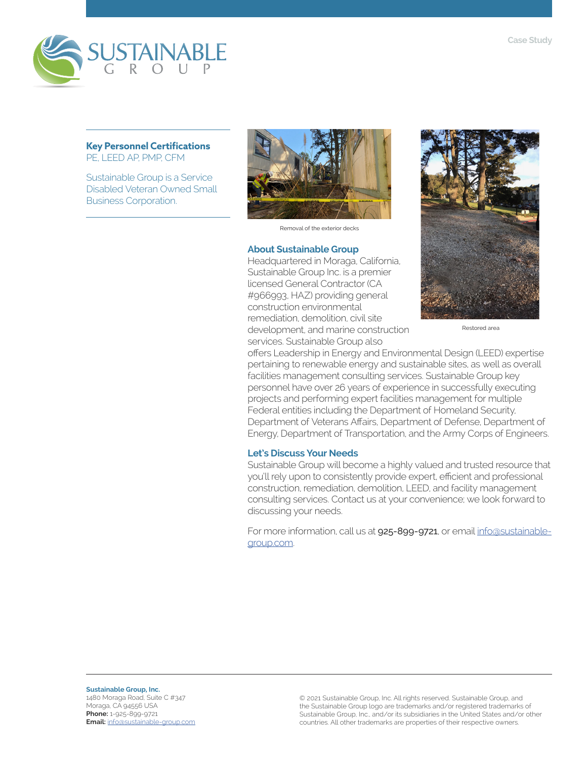Case Study

SUSTAINABLE GROUP

**Key Personnel Certifications**
PE, LEED AP, PMP, CFM

Sustainable Group is a Service Disabled Veteran Owned Small Business Corporation.

Removal of the exterior decks

Restored area

## About Sustainable Group

Headquartered in Moraga, California, Sustainable Group Inc. is a premier licensed General Contractor (CA #966993, HAZ) providing general construction environmental remediation, demolition, civil site development, and marine construction services. Sustainable Group also offers Leadership in Energy and Environmental Design (LEED) expertise pertaining to renewable energy and sustainable sites, as well as overall facilities management consulting services. Sustainable Group key personnel have over 26 years of experience in successfully executing projects and performing expert facilities management for multiple Federal entities including the Department of Homeland Security, Department of Veterans Affairs, Department of Defense, Department of Energy, Department of Transportation, and the Army Corps of Engineers.

## Let's Discuss Your Needs

Sustainable Group will become a highly valued and trusted resource that you'll rely upon to consistently provide expert, efficient and professional construction, remediation, demolition, LEED, and facility management consulting services. Contact us at your convenience; we look forward to discussing your needs.

For more information, call us at 925-899-9721, or email info@sustainable-group.com.

**Sustainable Group, Inc.**
1480 Moraga Road, Suite C #347
Moraga, CA 94556 USA
**Phone:** 1-925-899-9721
**Email:** info@sustainable-group.com

© 2021 Sustainable Group, Inc. All rights reserved. Sustainable Group, and the Sustainable Group logo are trademarks and/or registered trademarks of Sustainable Group, Inc., and/or its subsidiaries in the United States and/or other countries. All other trademarks are properties of their respective owners.